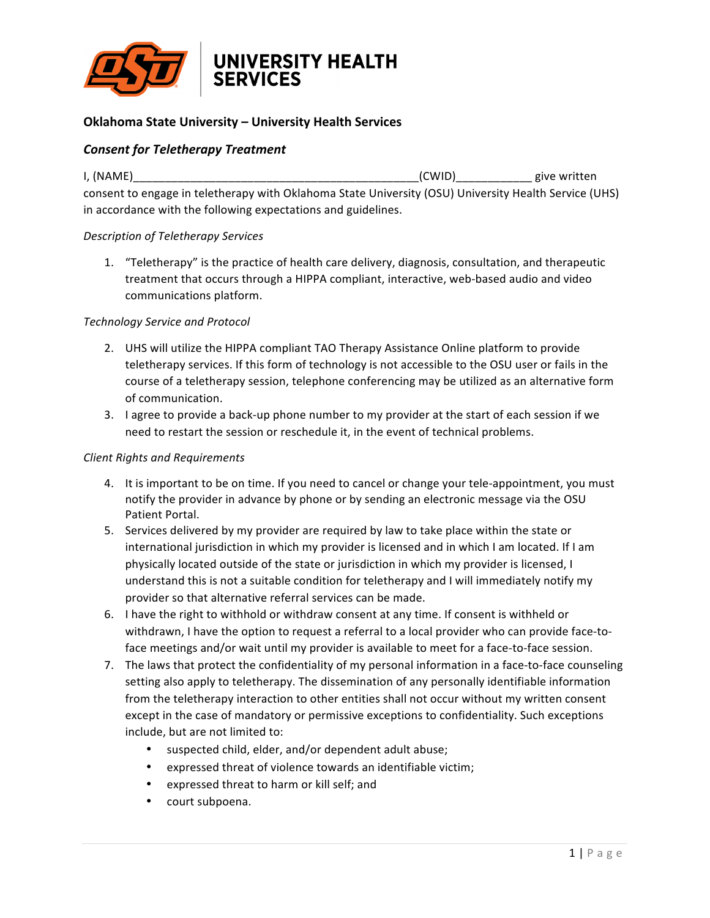UNIVERSITY HEALTH SERVICES

**Oklahoma State University – University Health Services**

***Consent for Teletherapy Treatment***

I, (NAME)_____________________________________________(CWID)___________ give written consent to engage in teletherapy with Oklahoma State University (OSU) University Health Service (UHS) in accordance with the following expectations and guidelines.

*Description of Teletherapy Services*

1. "Teletherapy" is the practice of health care delivery, diagnosis, consultation, and therapeutic treatment that occurs through a HIPPA compliant, interactive, web-based audio and video communications platform.

*Technology Service and Protocol*

2. UHS will utilize the HIPPA compliant TAO Therapy Assistance Online platform to provide teletherapy services. If this form of technology is not accessible to the OSU user or fails in the course of a teletherapy session, telephone conferencing may be utilized as an alternative form of communication.
3. I agree to provide a back-up phone number to my provider at the start of each session if we need to restart the session or reschedule it, in the event of technical problems.

*Client Rights and Requirements*

4. It is important to be on time. If you need to cancel or change your tele-appointment, you must notify the provider in advance by phone or by sending an electronic message via the OSU Patient Portal.
5. Services delivered by my provider are required by law to take place within the state or international jurisdiction in which my provider is licensed and in which I am located. If I am physically located outside of the state or jurisdiction in which my provider is licensed, I understand this is not a suitable condition for teletherapy and I will immediately notify my provider so that alternative referral services can be made.
6. I have the right to withhold or withdraw consent at any time. If consent is withheld or withdrawn, I have the option to request a referral to a local provider who can provide face-to-face meetings and/or wait until my provider is available to meet for a face-to-face session.
7. The laws that protect the confidentiality of my personal information in a face-to-face counseling setting also apply to teletherapy. The dissemination of any personally identifiable information from the teletherapy interaction to other entities shall not occur without my written consent except in the case of mandatory or permissive exceptions to confidentiality. Such exceptions include, but are not limited to:
   - suspected child, elder, and/or dependent adult abuse;
   - expressed threat of violence towards an identifiable victim;
   - expressed threat to harm or kill self; and
   - court subpoena.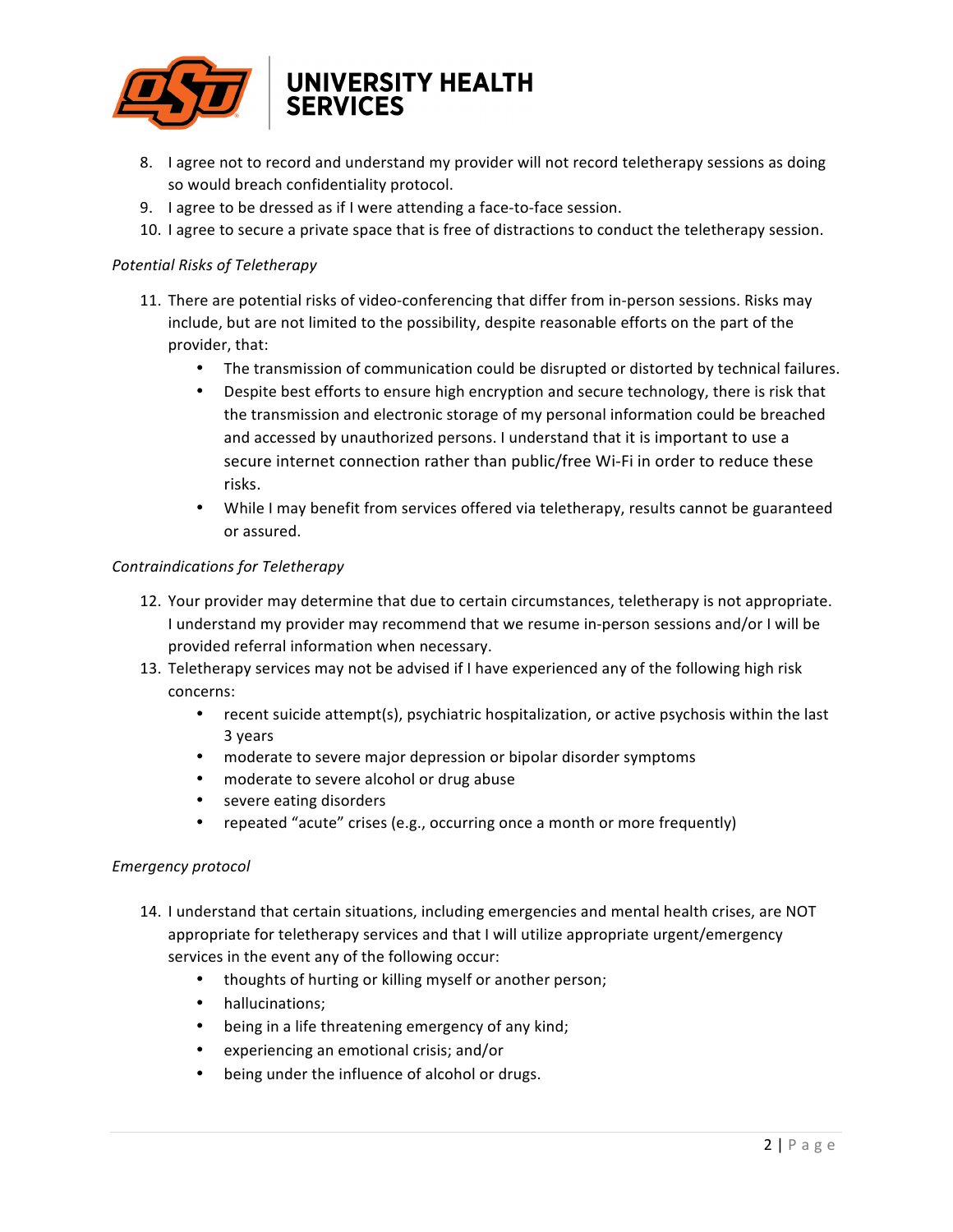8. I agree not to record and understand my provider will not record teletherapy sessions as doing so would breach confidentiality protocol.
9. I agree to be dressed as if I were attending a face-to-face session.
10. I agree to secure a private space that is free of distractions to conduct the teletherapy session.

*Potential Risks of Teletherapy*

11. There are potential risks of video-conferencing that differ from in-person sessions. Risks may include, but are not limited to the possibility, despite reasonable efforts on the part of the provider, that:
    - The transmission of communication could be disrupted or distorted by technical failures.
    - Despite best efforts to ensure high encryption and secure technology, there is risk that the transmission and electronic storage of my personal information could be breached and accessed by unauthorized persons. I understand that it is important to use a secure internet connection rather than public/free Wi-Fi in order to reduce these risks.
    - While I may benefit from services offered via teletherapy, results cannot be guaranteed or assured.

*Contraindications for Teletherapy*

12. Your provider may determine that due to certain circumstances, teletherapy is not appropriate. I understand my provider may recommend that we resume in-person sessions and/or I will be provided referral information when necessary.
13. Teletherapy services may not be advised if I have experienced any of the following high risk concerns:
    - recent suicide attempt(s), psychiatric hospitalization, or active psychosis within the last 3 years
    - moderate to severe major depression or bipolar disorder symptoms
    - moderate to severe alcohol or drug abuse
    - severe eating disorders
    - repeated "acute" crises (e.g., occurring once a month or more frequently)

*Emergency protocol*

14. I understand that certain situations, including emergencies and mental health crises, are NOT appropriate for teletherapy services and that I will utilize appropriate urgent/emergency services in the event any of the following occur:
    - thoughts of hurting or killing myself or another person;
    - hallucinations;
    - being in a life threatening emergency of any kind;
    - experiencing an emotional crisis; and/or
    - being under the influence of alcohol or drugs.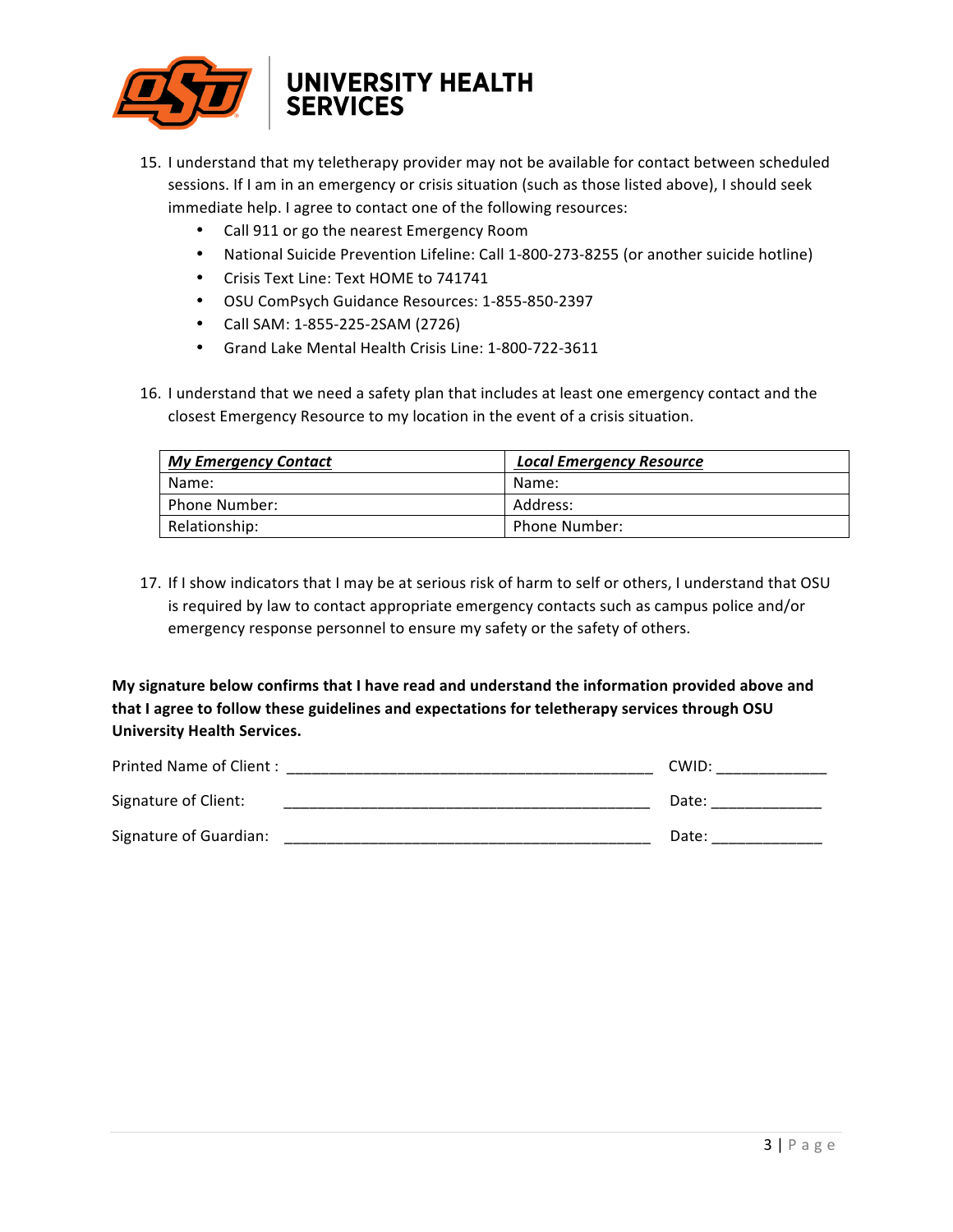15. I understand that my teletherapy provider may not be available for contact between scheduled sessions. If I am in an emergency or crisis situation (such as those listed above), I should seek immediate help. I agree to contact one of the following resources:
    - Call 911 or go the nearest Emergency Room
    - National Suicide Prevention Lifeline: Call 1-800-273-8255 (or another suicide hotline)
    - Crisis Text Line: Text HOME to 741741
    - OSU ComPsych Guidance Resources: 1-855-850-2397
    - Call SAM: 1-855-225-2SAM (2726)
    - Grand Lake Mental Health Crisis Line: 1-800-722-3611

16. I understand that we need a safety plan that includes at least one emergency contact and the closest Emergency Resource to my location in the event of a crisis situation.

| ***My Emergency Contact*** | ***Local Emergency Resource*** |
|---|---|
| Name: | Name: |
| Phone Number: | Address: |
| Relationship: | Phone Number: |

17. If I show indicators that I may be at serious risk of harm to self or others, I understand that OSU is required by law to contact appropriate emergency contacts such as campus police and/or emergency response personnel to ensure my safety or the safety of others.

**My signature below confirms that I have read and understand the information provided above and that I agree to follow these guidelines and expectations for teletherapy services through OSU University Health Services.**

Printed Name of Client : ____________________________________________ CWID: _____________

Signature of Client: ____________________________________________ Date: _____________

Signature of Guardian: ____________________________________________ Date: _____________